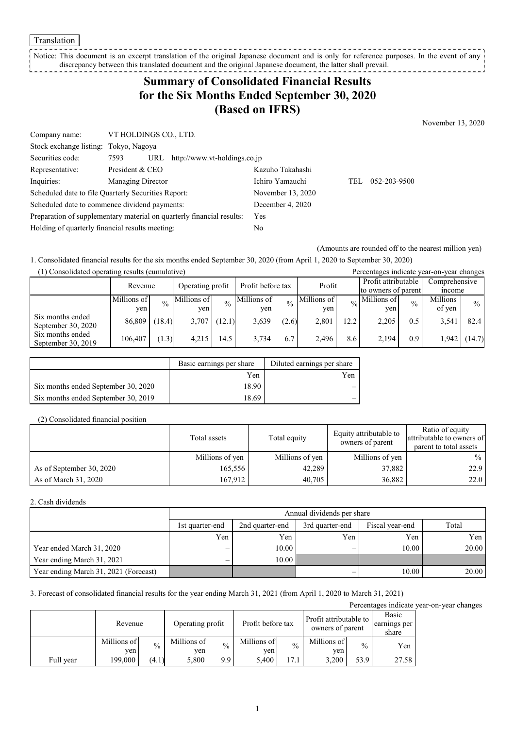Translation

Notice: This document is an excerpt translation of the original Japanese document and is only for reference purposes. In the event of any discrepancy between this translated document and the original Japanese document, the latter shall prevail.

# Summary of Consolidated Financial Results for the Six Months Ended September 30, 2020 (Based on IFRS)

November 13, 2020

| | | | |
|---|---|---|---|
| Company name: | VT HOLDINGS CO., LTD. | | |
| Stock exchange listing: | Tokyo, Nagoya | | |
| Securities code: | 7593 URL http://www.vt-holdings.co.jp | | |
| Representative: | President & CEO | Kazuho Takahashi | |
| Inquiries: | Managing Director | Ichiro Yamauchi | TEL 052-203-9500 |
| Scheduled date to file Quarterly Securities Report: | | November 13, 2020 | |
| Scheduled date to commence dividend payments: | | December 4, 2020 | |
| Preparation of supplementary material on quarterly financial results: | | Yes | |
| Holding of quarterly financial results meeting: | | No | |

(Amounts are rounded off to the nearest million yen)

1. Consolidated financial results for the six months ended September 30, 2020 (from April 1, 2020 to September 30, 2020)

(1) Consolidated operating results (cumulative)

Percentages indicate year-on-year changes

| | Revenue | | Operating profit | | Profit before tax | | Profit | | Profit attributable to owners of parent | | Comprehensive income | |
|---|---|---|---|---|---|---|---|---|---|---|---|---|
| | Millions of yen | % | Millions of yen | % | Millions of yen | % | Millions of yen | % | Millions of yen | % | Millions of yen | % |
| Six months ended September 30, 2020 | 86,809 | (18.4) | 3,707 | (12.1) | 3,639 | (2.6) | 2,801 | 12.2 | 2,205 | 0.5 | 3,541 | 82.4 |
| Six months ended September 30, 2019 | 106,407 | (1.3) | 4,215 | 14.5 | 3,734 | 6.7 | 2,496 | 8.6 | 2,194 | 0.9 | 1,942 | (14.7) |

| | Basic earnings per share | Diluted earnings per share |
|---|---|---|
| | Yen | Yen |
| Six months ended September 30, 2020 | 18.90 | – |
| Six months ended September 30, 2019 | 18.69 | – |

(2) Consolidated financial position

| | Total assets | Total equity | Equity attributable to owners of parent | Ratio of equity attributable to owners of parent to total assets |
|---|---|---|---|---|
| | Millions of yen | Millions of yen | Millions of yen | % |
| As of September 30, 2020 | 165,556 | 42,289 | 37,882 | 22.9 |
| As of March 31, 2020 | 167,912 | 40,705 | 36,882 | 22.0 |

2. Cash dividends

| | Annual dividends per share | | | | |
|---|---|---|---|---|---|
| | 1st quarter-end | 2nd quarter-end | 3rd quarter-end | Fiscal year-end | Total |
| | Yen | Yen | Yen | Yen | Yen |
| Year ended March 31, 2020 | – | 10.00 | – | 10.00 | 20.00 |
| Year ending March 31, 2021 | – | 10.00 | | | |
| Year ending March 31, 2021 (Forecast) | | | – | 10.00 | 20.00 |

3. Forecast of consolidated financial results for the year ending March 31, 2021 (from April 1, 2020 to March 31, 2021)

Percentages indicate year-on-year changes

| | Revenue | | Operating profit | | Profit before tax | | Profit attributable to owners of parent | | Basic earnings per share |
|---|---|---|---|---|---|---|---|---|---|
| | Millions of yen | % | Millions of yen | % | Millions of yen | % | Millions of yen | % | Yen |
| Full year | 199,000 | (4.1) | 5,800 | 9.9 | 5,400 | 17.1 | 3,200 | 53.9 | 27.58 |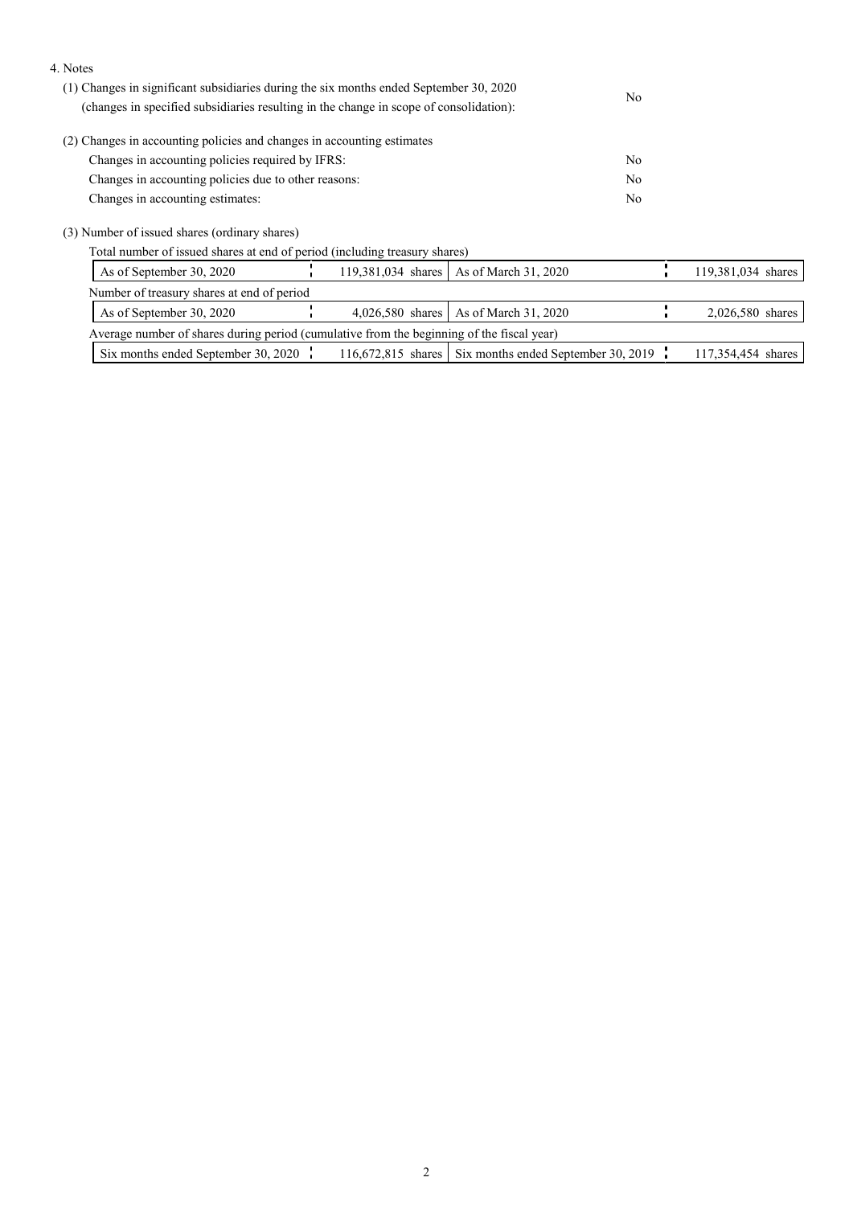4. Notes

(1) Changes in significant subsidiaries during the six months ended September 30, 2020 (changes in specified subsidiaries resulting in the change in scope of consolidation): No

(2) Changes in accounting policies and changes in accounting estimates

| | |
|---|---|
| Changes in accounting policies required by IFRS: | No |
| Changes in accounting policies due to other reasons: | No |
| Changes in accounting estimates: | No |

(3) Number of issued shares (ordinary shares)

Total number of issued shares at end of period (including treasury shares)

| | | | |
|---|---|---|---|
| As of September 30, 2020 | 119,381,034 shares | As of March 31, 2020 | 119,381,034 shares |

Number of treasury shares at end of period

| | | | |
|---|---|---|---|
| As of September 30, 2020 | 4,026,580 shares | As of March 31, 2020 | 2,026,580 shares |

Average number of shares during period (cumulative from the beginning of the fiscal year)

| | | | |
|---|---|---|---|
| Six months ended September 30, 2020 | 116,672,815 shares | Six months ended September 30, 2019 | 117,354,454 shares |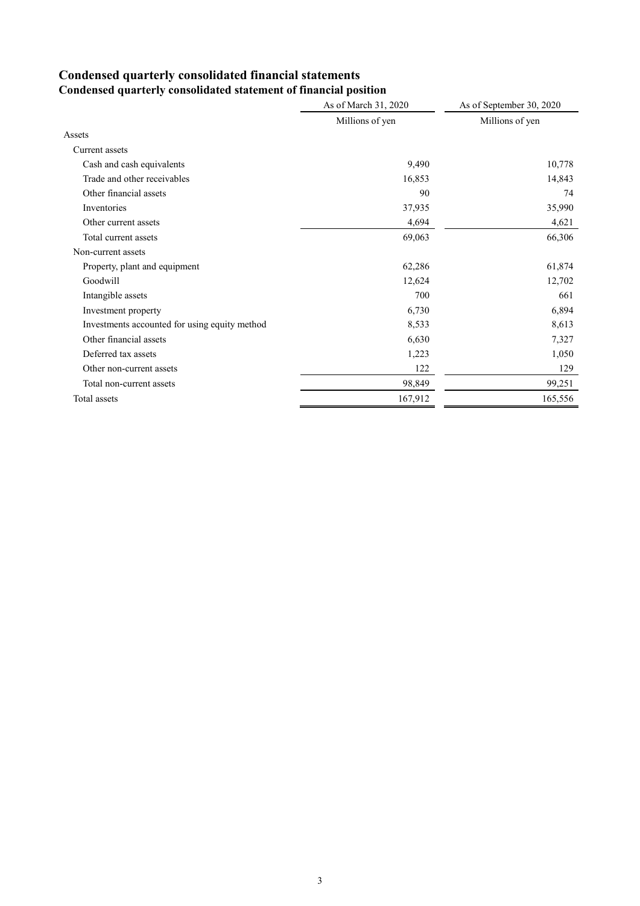# Condensed quarterly consolidated financial statements

## Condensed quarterly consolidated statement of financial position

| | As of March 31, 2020 | As of September 30, 2020 |
|---|---|---|
| | Millions of yen | Millions of yen |
| Assets | | |
| Current assets | | |
| Cash and cash equivalents | 9,490 | 10,778 |
| Trade and other receivables | 16,853 | 14,843 |
| Other financial assets | 90 | 74 |
| Inventories | 37,935 | 35,990 |
| Other current assets | 4,694 | 4,621 |
| Total current assets | 69,063 | 66,306 |
| Non-current assets | | |
| Property, plant and equipment | 62,286 | 61,874 |
| Goodwill | 12,624 | 12,702 |
| Intangible assets | 700 | 661 |
| Investment property | 6,730 | 6,894 |
| Investments accounted for using equity method | 8,533 | 8,613 |
| Other financial assets | 6,630 | 7,327 |
| Deferred tax assets | 1,223 | 1,050 |
| Other non-current assets | 122 | 129 |
| Total non-current assets | 98,849 | 99,251 |
| Total assets | 167,912 | 165,556 |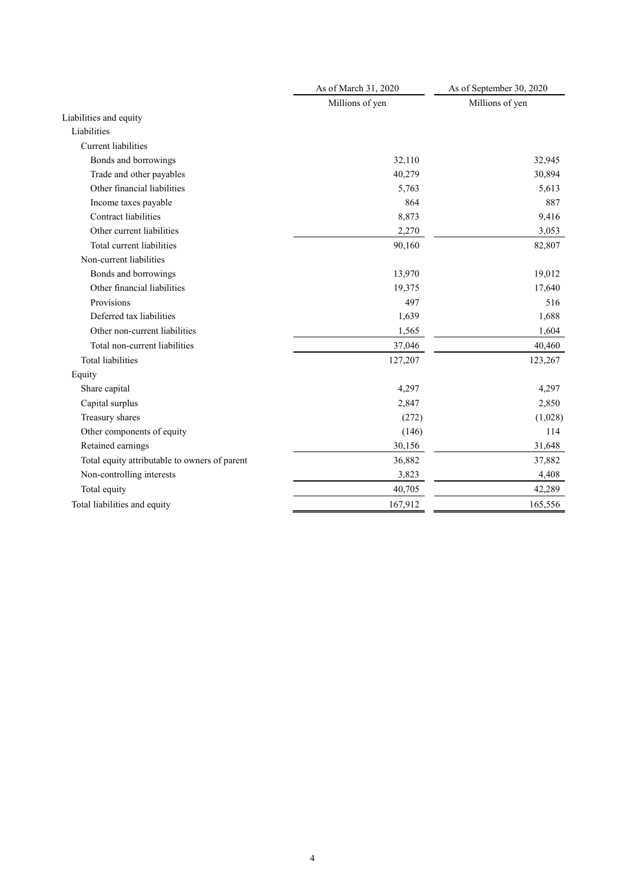| | As of March 31, 2020 | As of September 30, 2020 |
|---|---|---|
| | Millions of yen | Millions of yen |
| Liabilities and equity | | |
| Liabilities | | |
| Current liabilities | | |
| Bonds and borrowings | 32,110 | 32,945 |
| Trade and other payables | 40,279 | 30,894 |
| Other financial liabilities | 5,763 | 5,613 |
| Income taxes payable | 864 | 887 |
| Contract liabilities | 8,873 | 9,416 |
| Other current liabilities | 2,270 | 3,053 |
| Total current liabilities | 90,160 | 82,807 |
| Non-current liabilities | | |
| Bonds and borrowings | 13,970 | 19,012 |
| Other financial liabilities | 19,375 | 17,640 |
| Provisions | 497 | 516 |
| Deferred tax liabilities | 1,639 | 1,688 |
| Other non-current liabilities | 1,565 | 1,604 |
| Total non-current liabilities | 37,046 | 40,460 |
| Total liabilities | 127,207 | 123,267 |
| Equity | | |
| Share capital | 4,297 | 4,297 |
| Capital surplus | 2,847 | 2,850 |
| Treasury shares | (272) | (1,028) |
| Other components of equity | (146) | 114 |
| Retained earnings | 30,156 | 31,648 |
| Total equity attributable to owners of parent | 36,882 | 37,882 |
| Non-controlling interests | 3,823 | 4,408 |
| Total equity | 40,705 | 42,289 |
| Total liabilities and equity | 167,912 | 165,556 |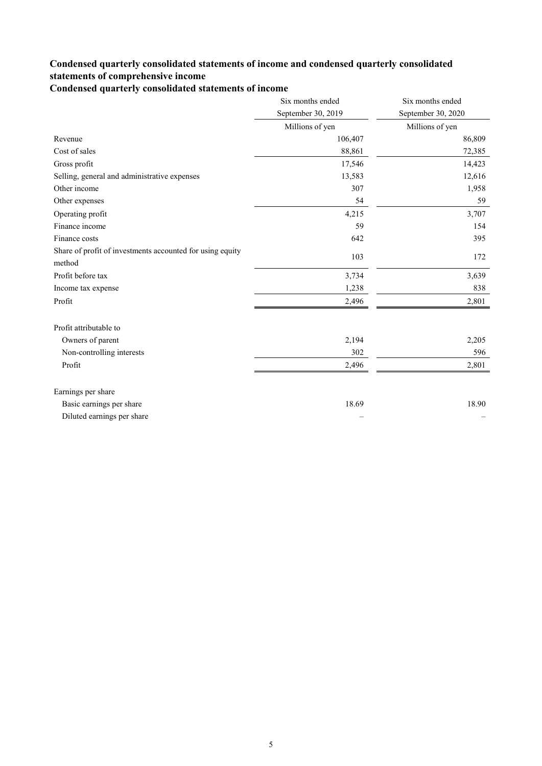### Condensed quarterly consolidated statements of income and condensed quarterly consolidated statements of comprehensive income

### Condensed quarterly consolidated statements of income

| | Six months ended September 30, 2019 | Six months ended September 30, 2020 |
|---|---|---|
| | Millions of yen | Millions of yen |
| Revenue | 106,407 | 86,809 |
| Cost of sales | 88,861 | 72,385 |
| Gross profit | 17,546 | 14,423 |
| Selling, general and administrative expenses | 13,583 | 12,616 |
| Other income | 307 | 1,958 |
| Other expenses | 54 | 59 |
| Operating profit | 4,215 | 3,707 |
| Finance income | 59 | 154 |
| Finance costs | 642 | 395 |
| Share of profit of investments accounted for using equity method | 103 | 172 |
| Profit before tax | 3,734 | 3,639 |
| Income tax expense | 1,238 | 838 |
| Profit | 2,496 | 2,801 |
| | | |
| Profit attributable to | | |
| Owners of parent | 2,194 | 2,205 |
| Non-controlling interests | 302 | 596 |
| Profit | 2,496 | 2,801 |
| | | |
| Earnings per share | | |
| Basic earnings per share | 18.69 | 18.90 |
| Diluted earnings per share | – | – |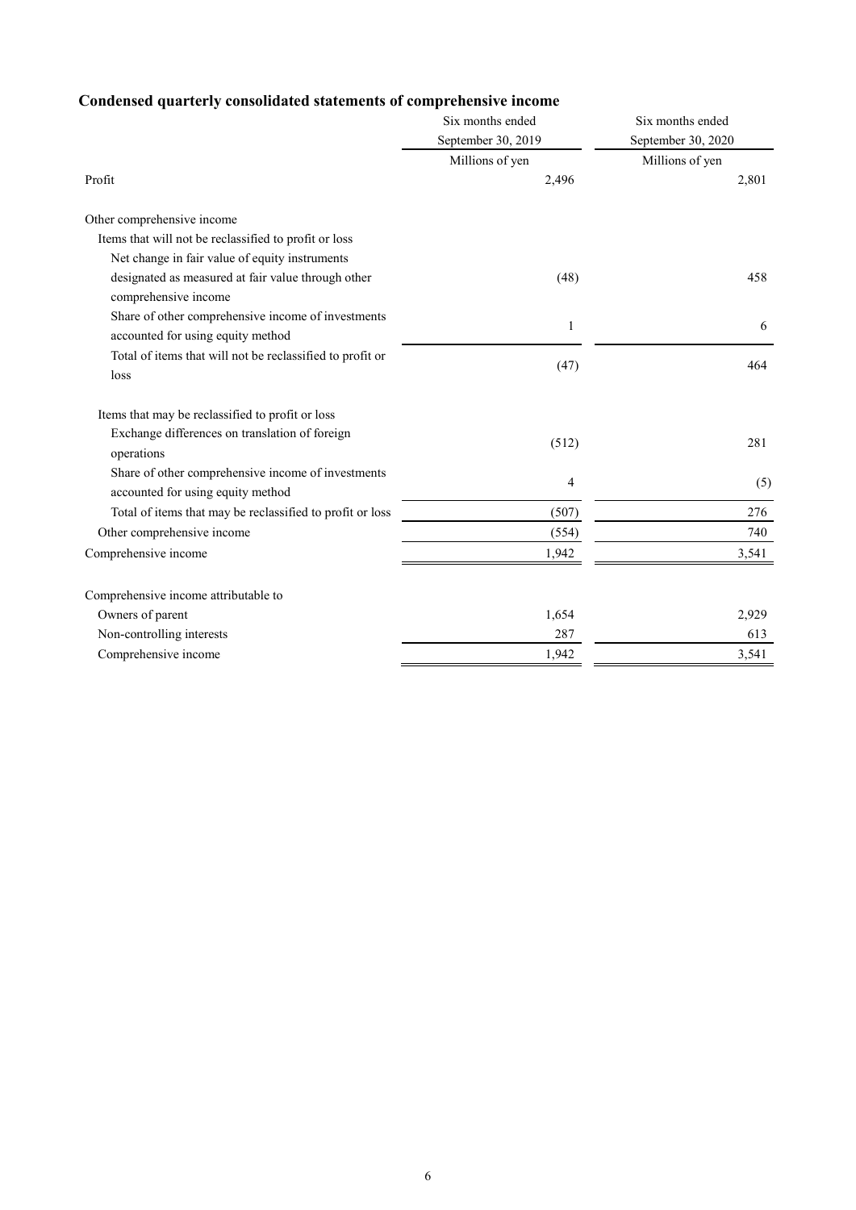## Condensed quarterly consolidated statements of comprehensive income

| | Six months ended September 30, 2019 | Six months ended September 30, 2020 |
|---|---|---|
| | Millions of yen | Millions of yen |
| Profit | 2,496 | 2,801 |
| | | |
| Other comprehensive income | | |
| Items that will not be reclassified to profit or loss | | |
| Net change in fair value of equity instruments designated as measured at fair value through other comprehensive income | (48) | 458 |
| Share of other comprehensive income of investments accounted for using equity method | 1 | 6 |
| Total of items that will not be reclassified to profit or loss | (47) | 464 |
| | | |
| Items that may be reclassified to profit or loss | | |
| Exchange differences on translation of foreign operations | (512) | 281 |
| Share of other comprehensive income of investments accounted for using equity method | 4 | (5) |
| Total of items that may be reclassified to profit or loss | (507) | 276 |
| Other comprehensive income | (554) | 740 |
| Comprehensive income | 1,942 | 3,541 |
| | | |
| Comprehensive income attributable to | | |
| Owners of parent | 1,654 | 2,929 |
| Non-controlling interests | 287 | 613 |
| Comprehensive income | 1,942 | 3,541 |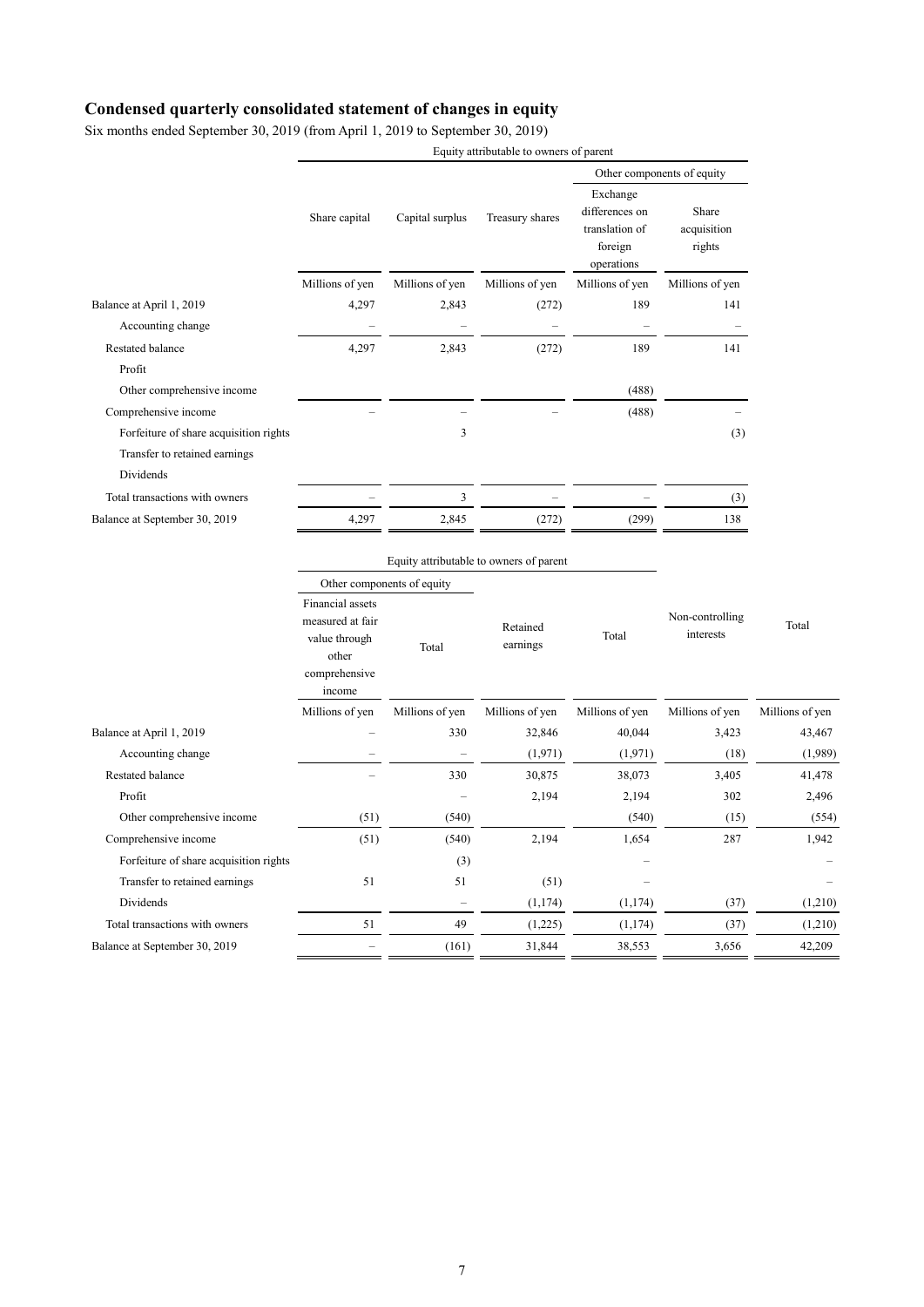# Condensed quarterly consolidated statement of changes in equity

Six months ended September 30, 2019 (from April 1, 2019 to September 30, 2019)

| | Equity attributable to owners of parent | | | | |
|---|---|---|---|---|---|
| | | | | Other components of equity | |
| | Share capital | Capital surplus | Treasury shares | Exchange differences on translation of foreign operations | Share acquisition rights |
| | Millions of yen | Millions of yen | Millions of yen | Millions of yen | Millions of yen |
| Balance at April 1, 2019 | 4,297 | 2,843 | (272) | 189 | 141 |
| Accounting change | – | – | – | – | – |
| Restated balance | 4,297 | 2,843 | (272) | 189 | 141 |
| Profit | | | | | |
| Other comprehensive income | | | | (488) | |
| Comprehensive income | – | – | – | (488) | – |
| Forfeiture of share acquisition rights | | 3 | | | (3) |
| Transfer to retained earnings | | | | | |
| Dividends | | | | | |
| Total transactions with owners | – | 3 | – | – | (3) |
| Balance at September 30, 2019 | 4,297 | 2,845 | (272) | (299) | 138 |

| | Equity attributable to owners of parent | | | | | |
|---|---|---|---|---|---|---|
| | Other components of equity | | | | | |
| | Financial assets measured at fair value through other comprehensive income | Total | Retained earnings | Total | Non-controlling interests | Total |
| | Millions of yen | Millions of yen | Millions of yen | Millions of yen | Millions of yen | Millions of yen |
| Balance at April 1, 2019 | – | 330 | 32,846 | 40,044 | 3,423 | 43,467 |
| Accounting change | – | – | (1,971) | (1,971) | (18) | (1,989) |
| Restated balance | – | 330 | 30,875 | 38,073 | 3,405 | 41,478 |
| Profit | | – | 2,194 | 2,194 | 302 | 2,496 |
| Other comprehensive income | (51) | (540) | | (540) | (15) | (554) |
| Comprehensive income | (51) | (540) | 2,194 | 1,654 | 287 | 1,942 |
| Forfeiture of share acquisition rights | | (3) | | – | | – |
| Transfer to retained earnings | 51 | 51 | (51) | – | | – |
| Dividends | | – | (1,174) | (1,174) | (37) | (1,210) |
| Total transactions with owners | 51 | 49 | (1,225) | (1,174) | (37) | (1,210) |
| Balance at September 30, 2019 | – | (161) | 31,844 | 38,553 | 3,656 | 42,209 |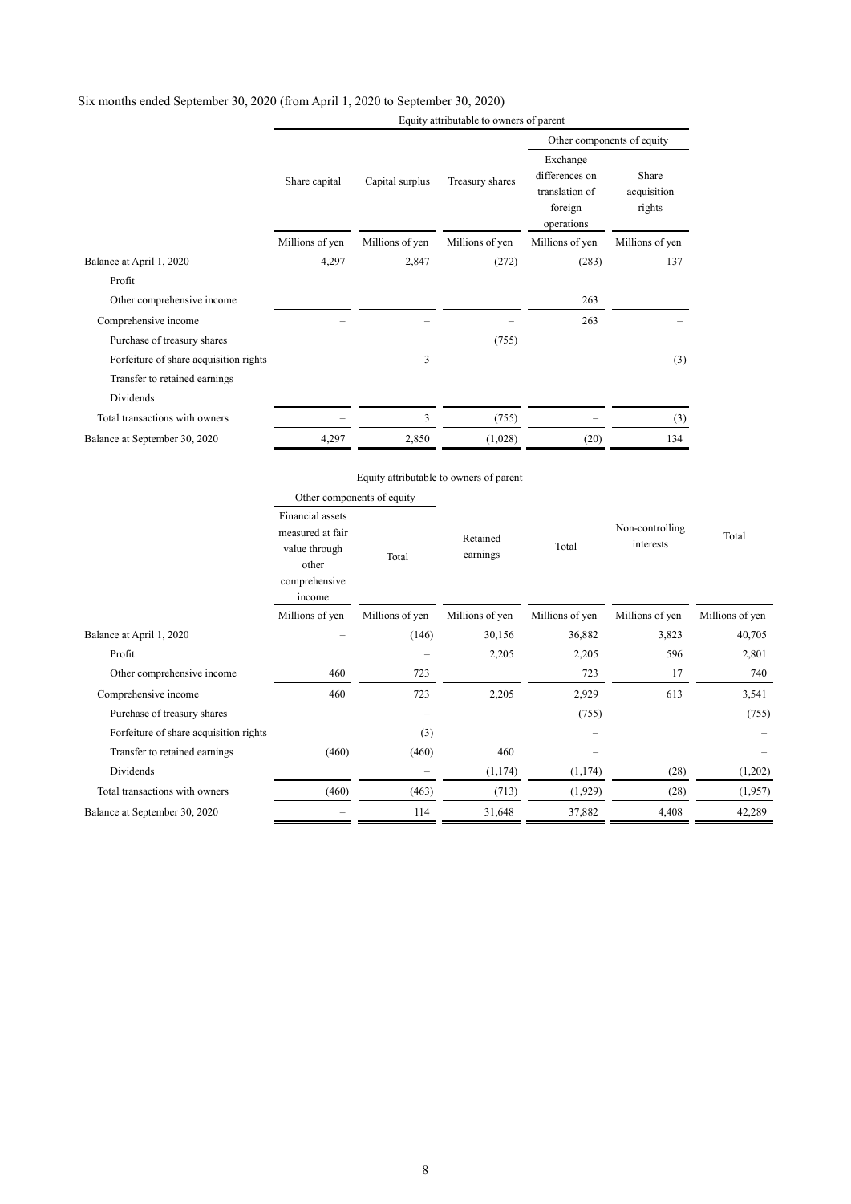Six months ended September 30, 2020 (from April 1, 2020 to September 30, 2020)

| | Equity attributable to owners of parent | | | | |
|---|---|---|---|---|---|
| | | | | Other components of equity | |
| | Share capital | Capital surplus | Treasury shares | Exchange differences on translation of foreign operations | Share acquisition rights |
| | Millions of yen | Millions of yen | Millions of yen | Millions of yen | Millions of yen |
| Balance at April 1, 2020 | 4,297 | 2,847 | (272) | (283) | 137 |
| Profit | | | | | |
| Other comprehensive income | | | | 263 | |
| Comprehensive income | – | – | – | 263 | – |
| Purchase of treasury shares | | | (755) | | |
| Forfeiture of share acquisition rights | | 3 | | | (3) |
| Transfer to retained earnings | | | | | |
| Dividends | | | | | |
| Total transactions with owners | – | 3 | (755) | – | (3) |
| Balance at September 30, 2020 | 4,297 | 2,850 | (1,028) | (20) | 134 |

| | Equity attributable to owners of parent | | | | | |
|---|---|---|---|---|---|---|
| | Other components of equity | | | | | |
| | Financial assets measured at fair value through other comprehensive income | Total | Retained earnings | Total | Non-controlling interests | Total |
| | Millions of yen | Millions of yen | Millions of yen | Millions of yen | Millions of yen | Millions of yen |
| Balance at April 1, 2020 | – | (146) | 30,156 | 36,882 | 3,823 | 40,705 |
| Profit | | – | 2,205 | 2,205 | 596 | 2,801 |
| Other comprehensive income | 460 | 723 | | 723 | 17 | 740 |
| Comprehensive income | 460 | 723 | 2,205 | 2,929 | 613 | 3,541 |
| Purchase of treasury shares | | – | | (755) | | (755) |
| Forfeiture of share acquisition rights | | (3) | | – | | – |
| Transfer to retained earnings | (460) | (460) | 460 | – | | – |
| Dividends | | – | (1,174) | (1,174) | (28) | (1,202) |
| Total transactions with owners | (460) | (463) | (713) | (1,929) | (28) | (1,957) |
| Balance at September 30, 2020 | – | 114 | 31,648 | 37,882 | 4,408 | 42,289 |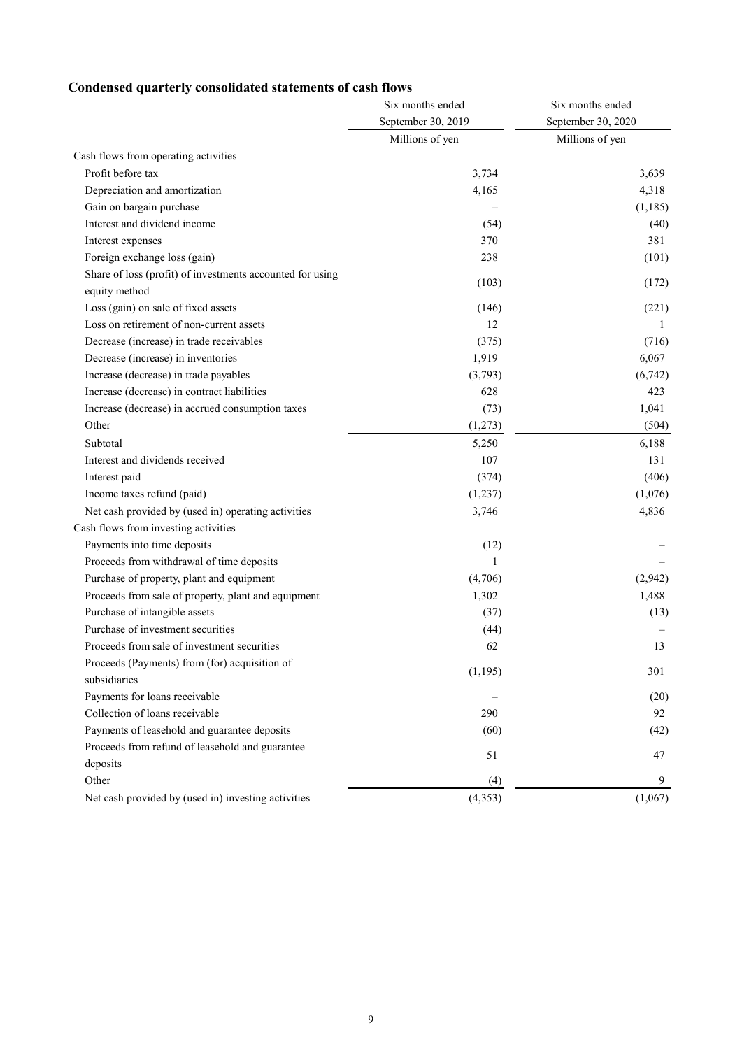## Condensed quarterly consolidated statements of cash flows

| | Six months ended September 30, 2019 | Six months ended September 30, 2020 |
|---|---|---|
| | Millions of yen | Millions of yen |
| Cash flows from operating activities | | |
| Profit before tax | 3,734 | 3,639 |
| Depreciation and amortization | 4,165 | 4,318 |
| Gain on bargain purchase | – | (1,185) |
| Interest and dividend income | (54) | (40) |
| Interest expenses | 370 | 381 |
| Foreign exchange loss (gain) | 238 | (101) |
| Share of loss (profit) of investments accounted for using equity method | (103) | (172) |
| Loss (gain) on sale of fixed assets | (146) | (221) |
| Loss on retirement of non-current assets | 12 | 1 |
| Decrease (increase) in trade receivables | (375) | (716) |
| Decrease (increase) in inventories | 1,919 | 6,067 |
| Increase (decrease) in trade payables | (3,793) | (6,742) |
| Increase (decrease) in contract liabilities | 628 | 423 |
| Increase (decrease) in accrued consumption taxes | (73) | 1,041 |
| Other | (1,273) | (504) |
| Subtotal | 5,250 | 6,188 |
| Interest and dividends received | 107 | 131 |
| Interest paid | (374) | (406) |
| Income taxes refund (paid) | (1,237) | (1,076) |
| Net cash provided by (used in) operating activities | 3,746 | 4,836 |
| Cash flows from investing activities | | |
| Payments into time deposits | (12) | – |
| Proceeds from withdrawal of time deposits | 1 | – |
| Purchase of property, plant and equipment | (4,706) | (2,942) |
| Proceeds from sale of property, plant and equipment | 1,302 | 1,488 |
| Purchase of intangible assets | (37) | (13) |
| Purchase of investment securities | (44) | – |
| Proceeds from sale of investment securities | 62 | 13 |
| Proceeds (Payments) from (for) acquisition of subsidiaries | (1,195) | 301 |
| Payments for loans receivable | – | (20) |
| Collection of loans receivable | 290 | 92 |
| Payments of leasehold and guarantee deposits | (60) | (42) |
| Proceeds from refund of leasehold and guarantee deposits | 51 | 47 |
| Other | (4) | 9 |
| Net cash provided by (used in) investing activities | (4,353) | (1,067) |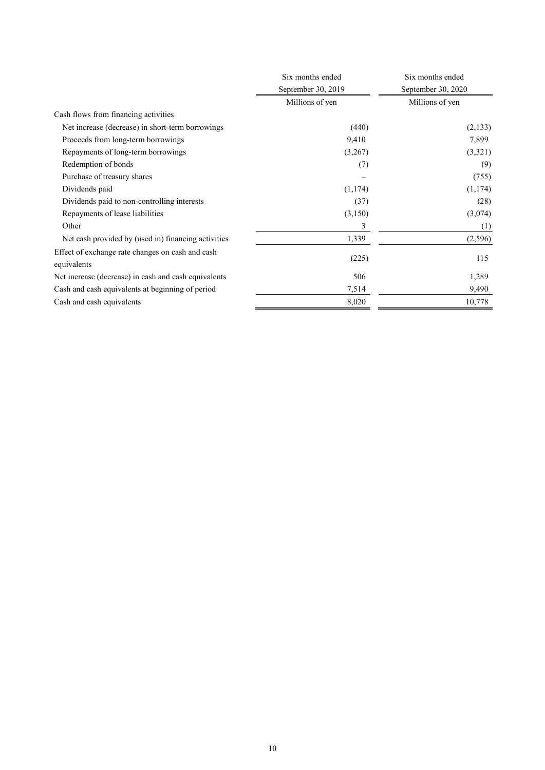| | Six months ended September 30, 2019 | Six months ended September 30, 2020 |
|---|---|---|
| | Millions of yen | Millions of yen |
| Cash flows from financing activities | | |
| Net increase (decrease) in short-term borrowings | (440) | (2,133) |
| Proceeds from long-term borrowings | 9,410 | 7,899 |
| Repayments of long-term borrowings | (3,267) | (3,321) |
| Redemption of bonds | (7) | (9) |
| Purchase of treasury shares | – | (755) |
| Dividends paid | (1,174) | (1,174) |
| Dividends paid to non-controlling interests | (37) | (28) |
| Repayments of lease liabilities | (3,150) | (3,074) |
| Other | 3 | (1) |
| Net cash provided by (used in) financing activities | 1,339 | (2,596) |
| Effect of exchange rate changes on cash and cash equivalents | (225) | 115 |
| Net increase (decrease) in cash and cash equivalents | 506 | 1,289 |
| Cash and cash equivalents at beginning of period | 7,514 | 9,490 |
| Cash and cash equivalents | 8,020 | 10,778 |